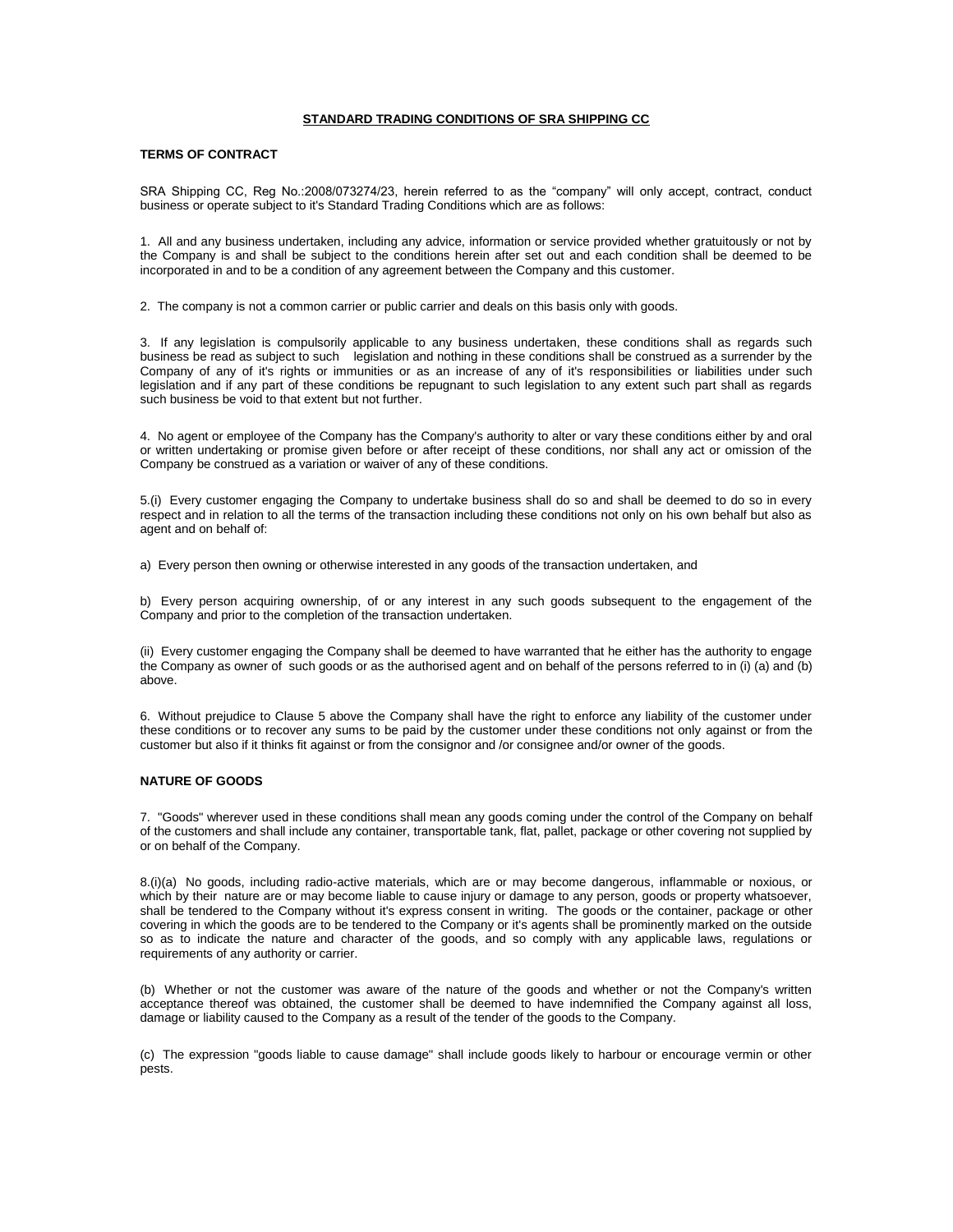**STANDARD TRADING CONDITIONS OF SRA SHIPPING CC**

**TERMS OF CONTRACT**

SRA Shipping CC, Reg No.:2008/073274/23, herein referred to as the "company" will only accept, contract, conduct business or operate subject to it's Standard Trading Conditions which are as follows:

1. All and any business undertaken, including any advice, information or service provided whether gratuitously or not by the Company is and shall be subject to the conditions herein after set out and each condition shall be deemed to be incorporated in and to be a condition of any agreement between the Company and this customer.

2. The company is not a common carrier or public carrier and deals on this basis only with goods.

3. If any legislation is compulsorily applicable to any business undertaken, these conditions shall as regards such business be read as subject to such legislation and nothing in these conditions shall be construed as a surrender by the Company of any of it's rights or immunities or as an increase of any of it's responsibilities or liabilities under such legislation and if any part of these conditions be repugnant to such legislation to any extent such part shall as regards such business be void to that extent but not further.

4. No agent or employee of the Company has the Company's authority to alter or vary these conditions either by and oral or written undertaking or promise given before or after receipt of these conditions, nor shall any act or omission of the Company be construed as a variation or waiver of any of these conditions.

5.(i) Every customer engaging the Company to undertake business shall do so and shall be deemed to do so in every respect and in relation to all the terms of the transaction including these conditions not only on his own behalf but also as agent and on behalf of:

a) Every person then owning or otherwise interested in any goods of the transaction undertaken, and

b) Every person acquiring ownership, of or any interest in any such goods subsequent to the engagement of the Company and prior to the completion of the transaction undertaken.

(ii) Every customer engaging the Company shall be deemed to have warranted that he either has the authority to engage the Company as owner of such goods or as the authorised agent and on behalf of the persons referred to in (i) (a) and (b) above.

6. Without prejudice to Clause 5 above the Company shall have the right to enforce any liability of the customer under these conditions or to recover any sums to be paid by the customer under these conditions not only against or from the customer but also if it thinks fit against or from the consignor and /or consignee and/or owner of the goods.

**NATURE OF GOODS**

7. "Goods" wherever used in these conditions shall mean any goods coming under the control of the Company on behalf of the customers and shall include any container, transportable tank, flat, pallet, package or other covering not supplied by or on behalf of the Company.

8.(i)(a) No goods, including radio-active materials, which are or may become dangerous, inflammable or noxious, or which by their nature are or may become liable to cause injury or damage to any person, goods or property whatsoever, shall be tendered to the Company without it's express consent in writing. The goods or the container, package or other covering in which the goods are to be tendered to the Company or it's agents shall be prominently marked on the outside so as to indicate the nature and character of the goods, and so comply with any applicable laws, regulations or requirements of any authority or carrier.

(b) Whether or not the customer was aware of the nature of the goods and whether or not the Company's written acceptance thereof was obtained, the customer shall be deemed to have indemnified the Company against all loss, damage or liability caused to the Company as a result of the tender of the goods to the Company.

(c) The expression "goods liable to cause damage" shall include goods likely to harbour or encourage vermin or other pests.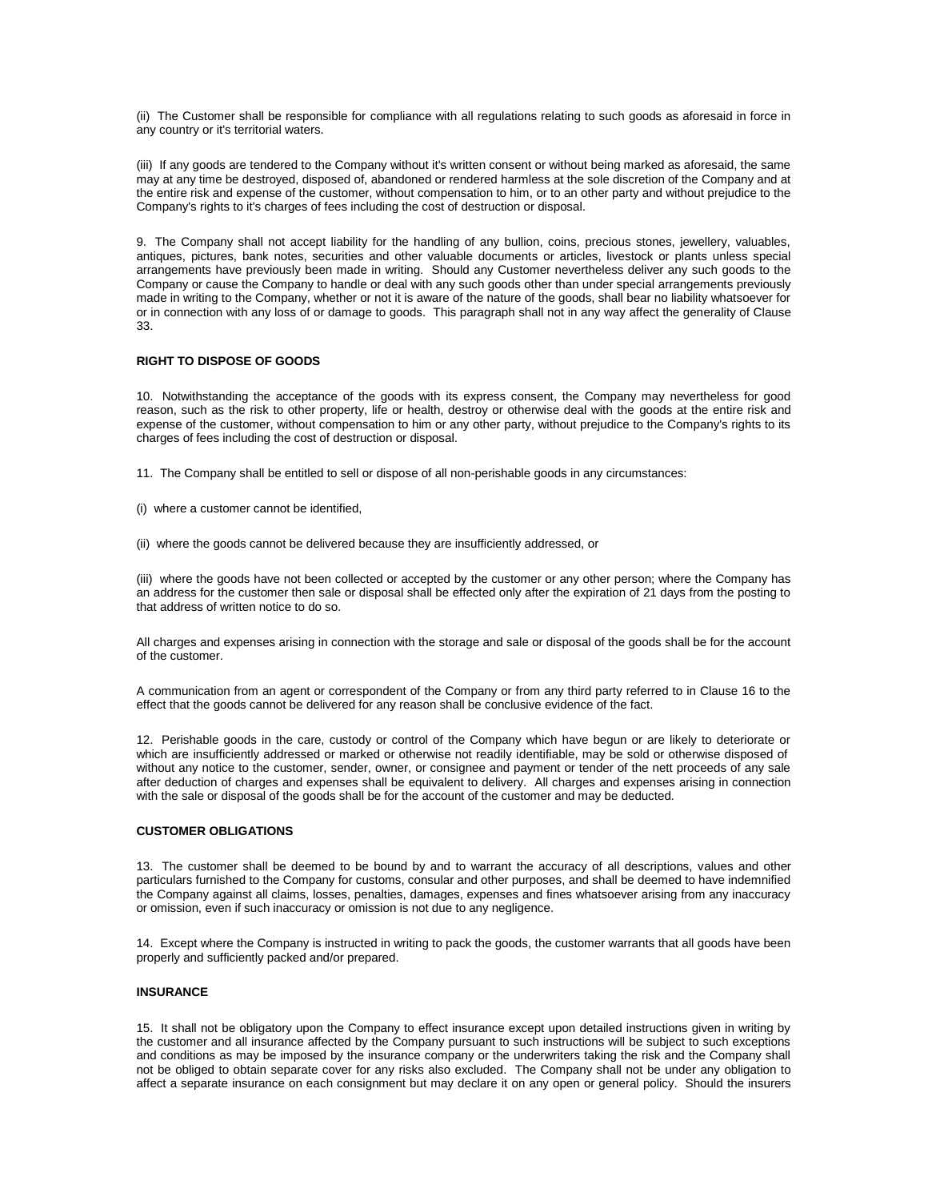(ii) The Customer shall be responsible for compliance with all regulations relating to such goods as aforesaid in force in any country or it's territorial waters.

(iii) If any goods are tendered to the Company without it's written consent or without being marked as aforesaid, the same may at any time be destroyed, disposed of, abandoned or rendered harmless at the sole discretion of the Company and at the entire risk and expense of the customer, without compensation to him, or to an other party and without prejudice to the Company's rights to it's charges of fees including the cost of destruction or disposal.

9. The Company shall not accept liability for the handling of any bullion, coins, precious stones, jewellery, valuables, antiques, pictures, bank notes, securities and other valuable documents or articles, livestock or plants unless special arrangements have previously been made in writing. Should any Customer nevertheless deliver any such goods to the Company or cause the Company to handle or deal with any such goods other than under special arrangements previously made in writing to the Company, whether or not it is aware of the nature of the goods, shall bear no liability whatsoever for or in connection with any loss of or damage to goods. This paragraph shall not in any way affect the generality of Clause 33.

**RIGHT TO DISPOSE OF GOODS**

10. Notwithstanding the acceptance of the goods with its express consent, the Company may nevertheless for good reason, such as the risk to other property, life or health, destroy or otherwise deal with the goods at the entire risk and expense of the customer, without compensation to him or any other party, without prejudice to the Company's rights to its charges of fees including the cost of destruction or disposal.

11. The Company shall be entitled to sell or dispose of all non-perishable goods in any circumstances:

(i) where a customer cannot be identified,

(ii) where the goods cannot be delivered because they are insufficiently addressed, or

(iii) where the goods have not been collected or accepted by the customer or any other person; where the Company has an address for the customer then sale or disposal shall be effected only after the expiration of 21 days from the posting to that address of written notice to do so.

All charges and expenses arising in connection with the storage and sale or disposal of the goods shall be for the account of the customer.

A communication from an agent or correspondent of the Company or from any third party referred to in Clause 16 to the effect that the goods cannot be delivered for any reason shall be conclusive evidence of the fact.

12. Perishable goods in the care, custody or control of the Company which have begun or are likely to deteriorate or which are insufficiently addressed or marked or otherwise not readily identifiable, may be sold or otherwise disposed of without any notice to the customer, sender, owner, or consignee and payment or tender of the nett proceeds of any sale after deduction of charges and expenses shall be equivalent to delivery. All charges and expenses arising in connection with the sale or disposal of the goods shall be for the account of the customer and may be deducted.

**CUSTOMER OBLIGATIONS**

13. The customer shall be deemed to be bound by and to warrant the accuracy of all descriptions, values and other particulars furnished to the Company for customs, consular and other purposes, and shall be deemed to have indemnified the Company against all claims, losses, penalties, damages, expenses and fines whatsoever arising from any inaccuracy or omission, even if such inaccuracy or omission is not due to any negligence.

14. Except where the Company is instructed in writing to pack the goods, the customer warrants that all goods have been properly and sufficiently packed and/or prepared.

**INSURANCE**

15. It shall not be obligatory upon the Company to effect insurance except upon detailed instructions given in writing by the customer and all insurance affected by the Company pursuant to such instructions will be subject to such exceptions and conditions as may be imposed by the insurance company or the underwriters taking the risk and the Company shall not be obliged to obtain separate cover for any risks also excluded. The Company shall not be under any obligation to affect a separate insurance on each consignment but may declare it on any open or general policy. Should the insurers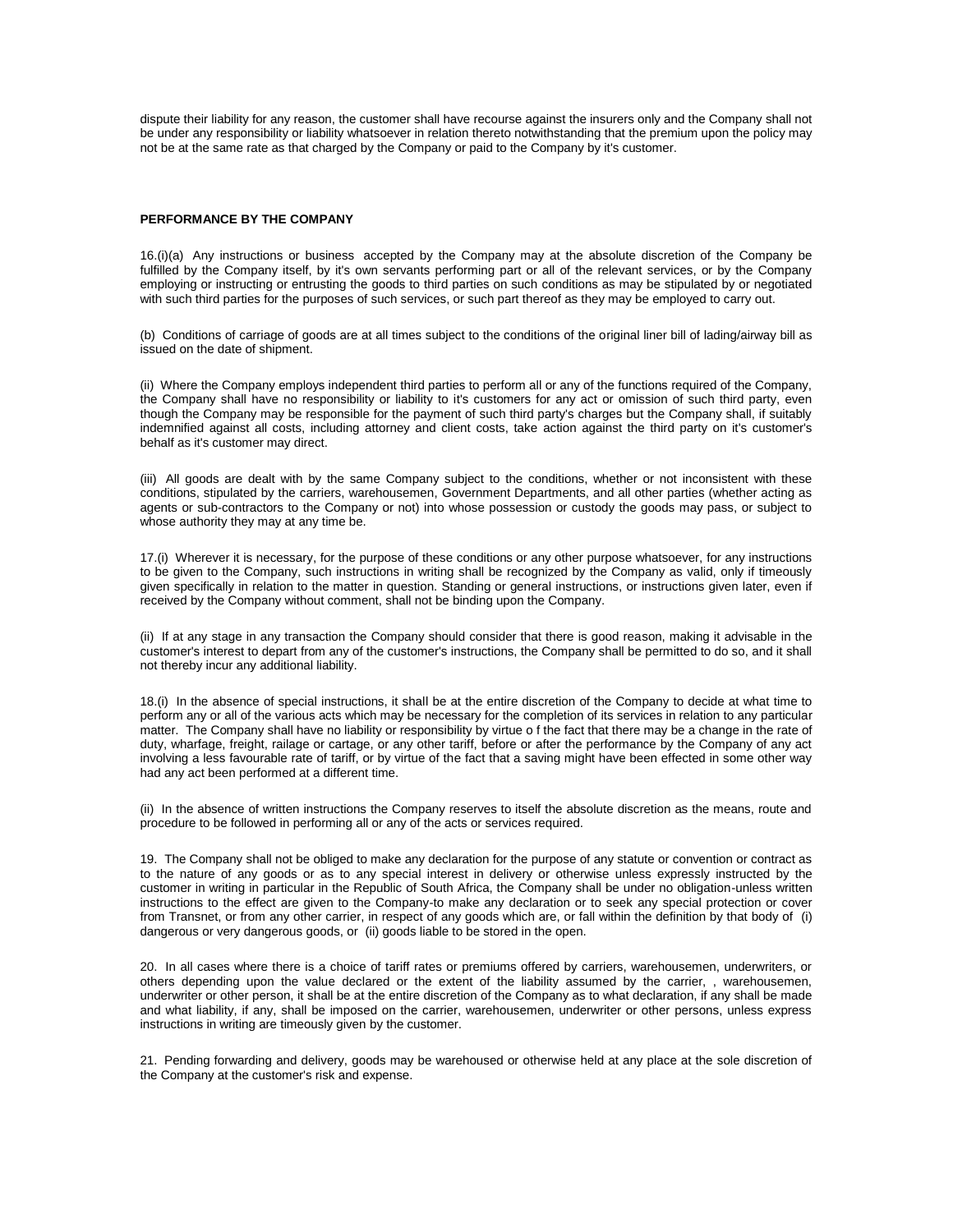dispute their liability for any reason, the customer shall have recourse against the insurers only and the Company shall not be under any responsibility or liability whatsoever in relation thereto notwithstanding that the premium upon the policy may not be at the same rate as that charged by the Company or paid to the Company by it's customer.

**PERFORMANCE BY THE COMPANY**

16.(i)(a) Any instructions or business accepted by the Company may at the absolute discretion of the Company be fulfilled by the Company itself, by it's own servants performing part or all of the relevant services, or by the Company employing or instructing or entrusting the goods to third parties on such conditions as may be stipulated by or negotiated with such third parties for the purposes of such services, or such part thereof as they may be employed to carry out.

(b) Conditions of carriage of goods are at all times subject to the conditions of the original liner bill of lading/airway bill as issued on the date of shipment.

(ii) Where the Company employs independent third parties to perform all or any of the functions required of the Company, the Company shall have no responsibility or liability to it's customers for any act or omission of such third party, even though the Company may be responsible for the payment of such third party's charges but the Company shall, if suitably indemnified against all costs, including attorney and client costs, take action against the third party on it's customer's behalf as it's customer may direct.

(iii) All goods are dealt with by the same Company subject to the conditions, whether or not inconsistent with these conditions, stipulated by the carriers, warehousemen, Government Departments, and all other parties (whether acting as agents or sub-contractors to the Company or not) into whose possession or custody the goods may pass, or subject to whose authority they may at any time be.

17.(i) Wherever it is necessary, for the purpose of these conditions or any other purpose whatsoever, for any instructions to be given to the Company, such instructions in writing shall be recognized by the Company as valid, only if timeously given specifically in relation to the matter in question. Standing or general instructions, or instructions given later, even if received by the Company without comment, shall not be binding upon the Company.

(ii) If at any stage in any transaction the Company should consider that there is good reason, making it advisable in the customer's interest to depart from any of the customer's instructions, the Company shall be permitted to do so, and it shall not thereby incur any additional liability.

18.(i) In the absence of special instructions, it shall be at the entire discretion of the Company to decide at what time to perform any or all of the various acts which may be necessary for the completion of its services in relation to any particular matter. The Company shall have no liability or responsibility by virtue o f the fact that there may be a change in the rate of duty, wharfage, freight, railage or cartage, or any other tariff, before or after the performance by the Company of any act involving a less favourable rate of tariff, or by virtue of the fact that a saving might have been effected in some other way had any act been performed at a different time.

(ii) In the absence of written instructions the Company reserves to itself the absolute discretion as the means, route and procedure to be followed in performing all or any of the acts or services required.

19. The Company shall not be obliged to make any declaration for the purpose of any statute or convention or contract as to the nature of any goods or as to any special interest in delivery or otherwise unless expressly instructed by the customer in writing in particular in the Republic of South Africa, the Company shall be under no obligation-unless written instructions to the effect are given to the Company-to make any declaration or to seek any special protection or cover from Transnet, or from any other carrier, in respect of any goods which are, or fall within the definition by that body of (i) dangerous or very dangerous goods, or (ii) goods liable to be stored in the open.

20. In all cases where there is a choice of tariff rates or premiums offered by carriers, warehousemen, underwriters, or others depending upon the value declared or the extent of the liability assumed by the carrier, , warehousemen, underwriter or other person, it shall be at the entire discretion of the Company as to what declaration, if any shall be made and what liability, if any, shall be imposed on the carrier, warehousemen, underwriter or other persons, unless express instructions in writing are timeously given by the customer.

21. Pending forwarding and delivery, goods may be warehoused or otherwise held at any place at the sole discretion of the Company at the customer's risk and expense.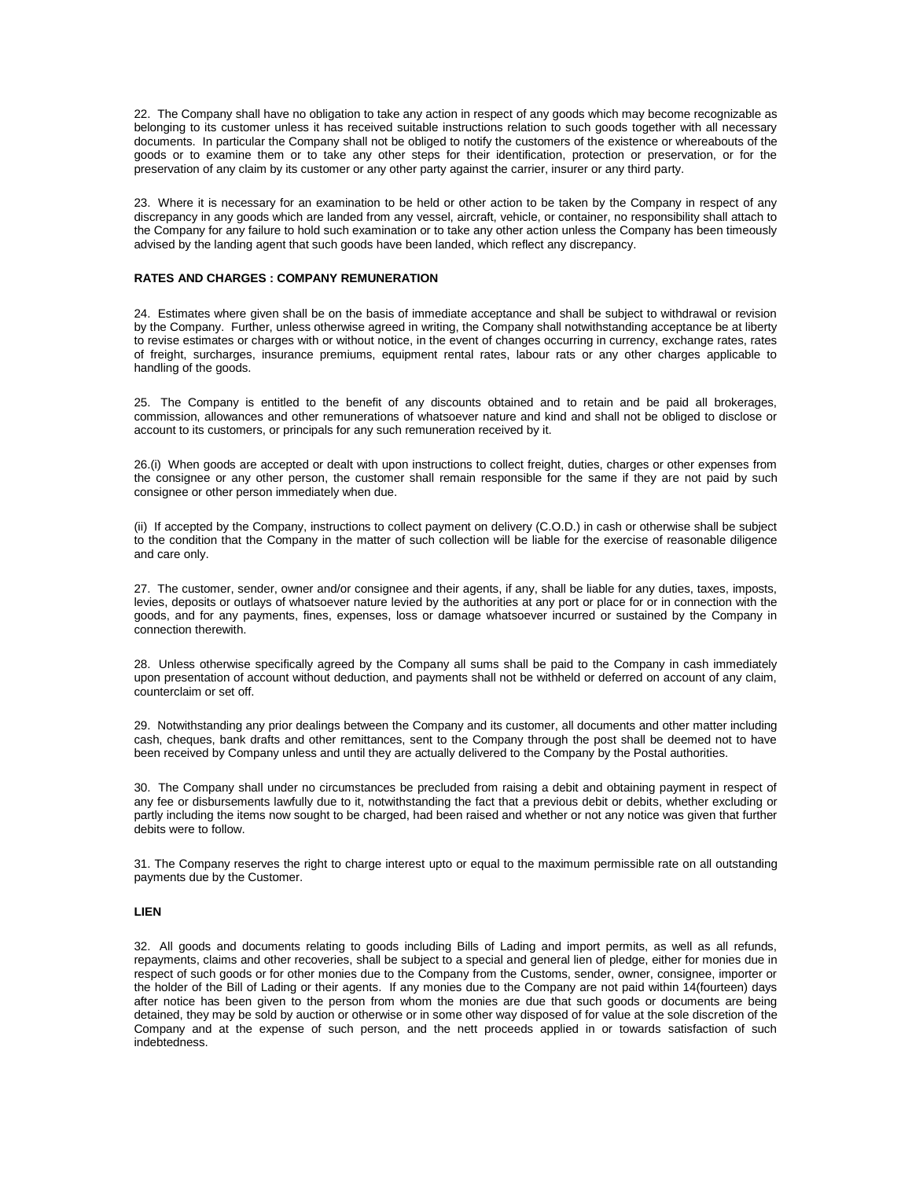22. The Company shall have no obligation to take any action in respect of any goods which may become recognizable as belonging to its customer unless it has received suitable instructions relation to such goods together with all necessary documents. In particular the Company shall not be obliged to notify the customers of the existence or whereabouts of the goods or to examine them or to take any other steps for their identification, protection or preservation, or for the preservation of any claim by its customer or any other party against the carrier, insurer or any third party.

23. Where it is necessary for an examination to be held or other action to be taken by the Company in respect of any discrepancy in any goods which are landed from any vessel, aircraft, vehicle, or container, no responsibility shall attach to the Company for any failure to hold such examination or to take any other action unless the Company has been timeously advised by the landing agent that such goods have been landed, which reflect any discrepancy.

**RATES AND CHARGES : COMPANY REMUNERATION**

24. Estimates where given shall be on the basis of immediate acceptance and shall be subject to withdrawal or revision by the Company. Further, unless otherwise agreed in writing, the Company shall notwithstanding acceptance be at liberty to revise estimates or charges with or without notice, in the event of changes occurring in currency, exchange rates, rates of freight, surcharges, insurance premiums, equipment rental rates, labour rats or any other charges applicable to handling of the goods.

25. The Company is entitled to the benefit of any discounts obtained and to retain and be paid all brokerages, commission, allowances and other remunerations of whatsoever nature and kind and shall not be obliged to disclose or account to its customers, or principals for any such remuneration received by it.

26.(i) When goods are accepted or dealt with upon instructions to collect freight, duties, charges or other expenses from the consignee or any other person, the customer shall remain responsible for the same if they are not paid by such consignee or other person immediately when due.

(ii) If accepted by the Company, instructions to collect payment on delivery (C.O.D.) in cash or otherwise shall be subject to the condition that the Company in the matter of such collection will be liable for the exercise of reasonable diligence and care only.

27. The customer, sender, owner and/or consignee and their agents, if any, shall be liable for any duties, taxes, imposts, levies, deposits or outlays of whatsoever nature levied by the authorities at any port or place for or in connection with the goods, and for any payments, fines, expenses, loss or damage whatsoever incurred or sustained by the Company in connection therewith.

28. Unless otherwise specifically agreed by the Company all sums shall be paid to the Company in cash immediately upon presentation of account without deduction, and payments shall not be withheld or deferred on account of any claim, counterclaim or set off.

29. Notwithstanding any prior dealings between the Company and its customer, all documents and other matter including cash, cheques, bank drafts and other remittances, sent to the Company through the post shall be deemed not to have been received by Company unless and until they are actually delivered to the Company by the Postal authorities.

30. The Company shall under no circumstances be precluded from raising a debit and obtaining payment in respect of any fee or disbursements lawfully due to it, notwithstanding the fact that a previous debit or debits, whether excluding or partly including the items now sought to be charged, had been raised and whether or not any notice was given that further debits were to follow.

31. The Company reserves the right to charge interest upto or equal to the maximum permissible rate on all outstanding payments due by the Customer.

**LIEN**

32. All goods and documents relating to goods including Bills of Lading and import permits, as well as all refunds, repayments, claims and other recoveries, shall be subject to a special and general lien of pledge, either for monies due in respect of such goods or for other monies due to the Company from the Customs, sender, owner, consignee, importer or the holder of the Bill of Lading or their agents. If any monies due to the Company are not paid within 14(fourteen) days after notice has been given to the person from whom the monies are due that such goods or documents are being detained, they may be sold by auction or otherwise or in some other way disposed of for value at the sole discretion of the Company and at the expense of such person, and the nett proceeds applied in or towards satisfaction of such indebtedness.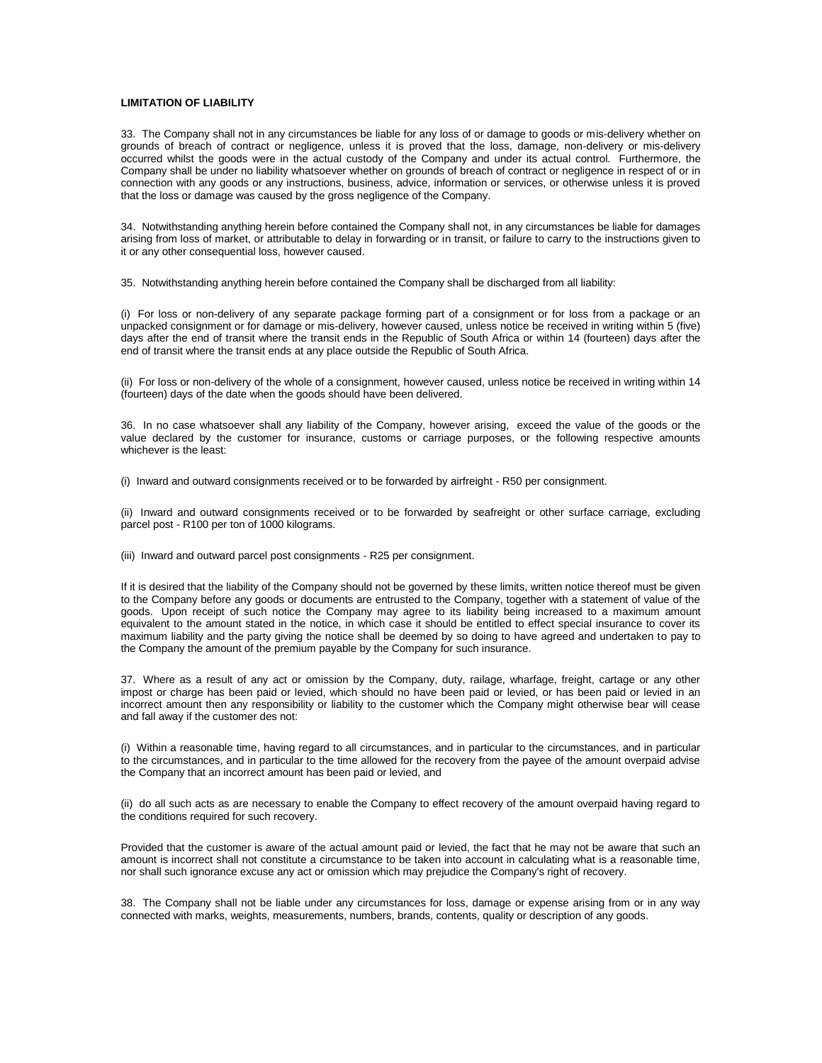**LIMITATION OF LIABILITY**

33. The Company shall not in any circumstances be liable for any loss of or damage to goods or mis-delivery whether on grounds of breach of contract or negligence, unless it is proved that the loss, damage, non-delivery or mis-delivery occurred whilst the goods were in the actual custody of the Company and under its actual control. Furthermore, the Company shall be under no liability whatsoever whether on grounds of breach of contract or negligence in respect of or in connection with any goods or any instructions, business, advice, information or services, or otherwise unless it is proved that the loss or damage was caused by the gross negligence of the Company.

34. Notwithstanding anything herein before contained the Company shall not, in any circumstances be liable for damages arising from loss of market, or attributable to delay in forwarding or in transit, or failure to carry to the instructions given to it or any other consequential loss, however caused.

35. Notwithstanding anything herein before contained the Company shall be discharged from all liability:

(i) For loss or non-delivery of any separate package forming part of a consignment or for loss from a package or an unpacked consignment or for damage or mis-delivery, however caused, unless notice be received in writing within 5 (five) days after the end of transit where the transit ends in the Republic of South Africa or within 14 (fourteen) days after the end of transit where the transit ends at any place outside the Republic of South Africa.

(ii) For loss or non-delivery of the whole of a consignment, however caused, unless notice be received in writing within 14 (fourteen) days of the date when the goods should have been delivered.

36. In no case whatsoever shall any liability of the Company, however arising, exceed the value of the goods or the value declared by the customer for insurance, customs or carriage purposes, or the following respective amounts whichever is the least:

(i) Inward and outward consignments received or to be forwarded by airfreight - R50 per consignment.

(ii) Inward and outward consignments received or to be forwarded by seafreight or other surface carriage, excluding parcel post - R100 per ton of 1000 kilograms.

(iii) Inward and outward parcel post consignments - R25 per consignment.

If it is desired that the liability of the Company should not be governed by these limits, written notice thereof must be given to the Company before any goods or documents are entrusted to the Company, together with a statement of value of the goods. Upon receipt of such notice the Company may agree to its liability being increased to a maximum amount equivalent to the amount stated in the notice, in which case it should be entitled to effect special insurance to cover its maximum liability and the party giving the notice shall be deemed by so doing to have agreed and undertaken to pay to the Company the amount of the premium payable by the Company for such insurance.

37. Where as a result of any act or omission by the Company, duty, railage, wharfage, freight, cartage or any other impost or charge has been paid or levied, which should no have been paid or levied, or has been paid or levied in an incorrect amount then any responsibility or liability to the customer which the Company might otherwise bear will cease and fall away if the customer des not:

(i) Within a reasonable time, having regard to all circumstances, and in particular to the circumstances, and in particular to the circumstances, and in particular to the time allowed for the recovery from the payee of the amount overpaid advise the Company that an incorrect amount has been paid or levied, and

(ii) do all such acts as are necessary to enable the Company to effect recovery of the amount overpaid having regard to the conditions required for such recovery.

Provided that the customer is aware of the actual amount paid or levied, the fact that he may not be aware that such an amount is incorrect shall not constitute a circumstance to be taken into account in calculating what is a reasonable time, nor shall such ignorance excuse any act or omission which may prejudice the Company's right of recovery.

38. The Company shall not be liable under any circumstances for loss, damage or expense arising from or in any way connected with marks, weights, measurements, numbers, brands, contents, quality or description of any goods.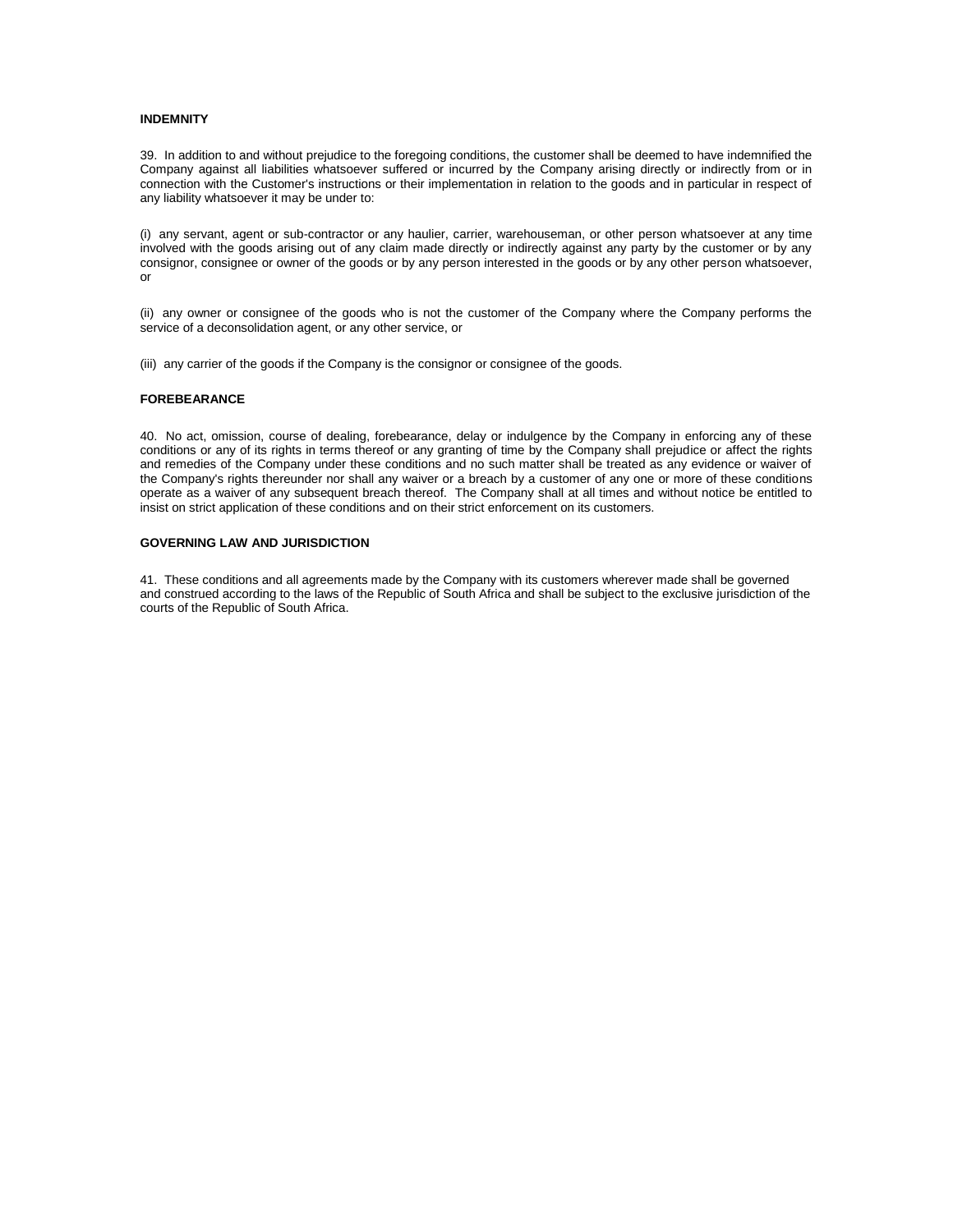**INDEMNITY**

39. In addition to and without prejudice to the foregoing conditions, the customer shall be deemed to have indemnified the Company against all liabilities whatsoever suffered or incurred by the Company arising directly or indirectly from or in connection with the Customer's instructions or their implementation in relation to the goods and in particular in respect of any liability whatsoever it may be under to:

(i) any servant, agent or sub-contractor or any haulier, carrier, warehouseman, or other person whatsoever at any time involved with the goods arising out of any claim made directly or indirectly against any party by the customer or by any consignor, consignee or owner of the goods or by any person interested in the goods or by any other person whatsoever, or

(ii) any owner or consignee of the goods who is not the customer of the Company where the Company performs the service of a deconsolidation agent, or any other service, or

(iii) any carrier of the goods if the Company is the consignor or consignee of the goods.

**FOREBEARANCE**

40. No act, omission, course of dealing, forebearance, delay or indulgence by the Company in enforcing any of these conditions or any of its rights in terms thereof or any granting of time by the Company shall prejudice or affect the rights and remedies of the Company under these conditions and no such matter shall be treated as any evidence or waiver of the Company's rights thereunder nor shall any waiver or a breach by a customer of any one or more of these conditions operate as a waiver of any subsequent breach thereof. The Company shall at all times and without notice be entitled to insist on strict application of these conditions and on their strict enforcement on its customers.

**GOVERNING LAW AND JURISDICTION**

41. These conditions and all agreements made by the Company with its customers wherever made shall be governed and construed according to the laws of the Republic of South Africa and shall be subject to the exclusive jurisdiction of the courts of the Republic of South Africa.